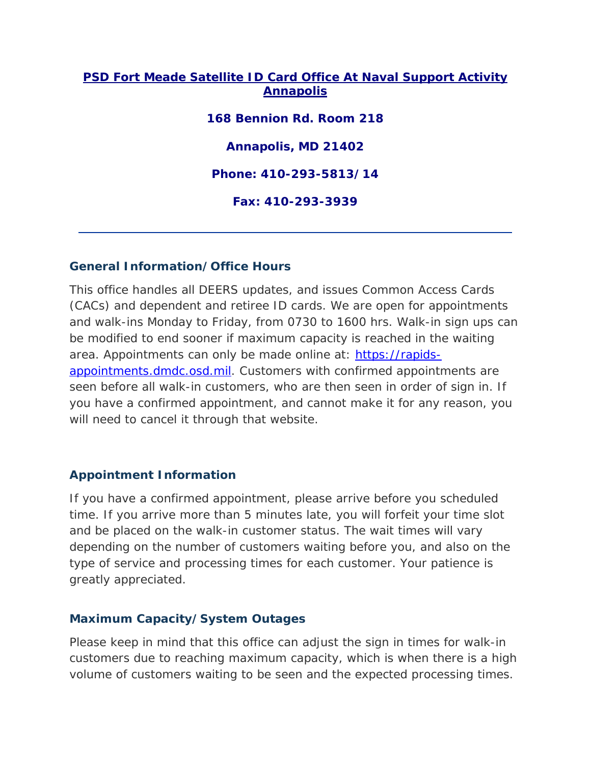# PSD Fort Meade Satellite ID Card Office At Naval Support Activity Annapolis

**168 Bennion Rd. Room 218**

**Annapolis, MD 21402**

**Phone: 410-293-5813/14**

**Fax: 410-293-3939**

---

## General Information/Office Hours

This office handles all DEERS updates, and issues Common Access Cards (CACs) and dependent and retiree ID cards. We are open for appointments and walk-ins Monday to Friday, from 0730 to 1600 hrs. Walk-in sign ups can be modified to end sooner if maximum capacity is reached in the waiting area. Appointments can only be made online at: [https://rapids-appointments.dmdc.osd.mil](https://rapids-appointments.dmdc.osd.mil). Customers with confirmed appointments are seen before all walk-in customers, who are then seen in order of sign in. If you have a confirmed appointment, and cannot make it for any reason, you will need to cancel it through that website.

## Appointment Information

If you have a confirmed appointment, please arrive before you scheduled time. If you arrive more than 5 minutes late, you will forfeit your time slot and be placed on the walk-in customer status. The wait times will vary depending on the number of customers waiting before you, and also on the type of service and processing times for each customer. Your patience is greatly appreciated.

## Maximum Capacity/System Outages

Please keep in mind that this office can adjust the sign in times for walk-in customers due to reaching maximum capacity, which is when there is a high volume of customers waiting to be seen and the expected processing times.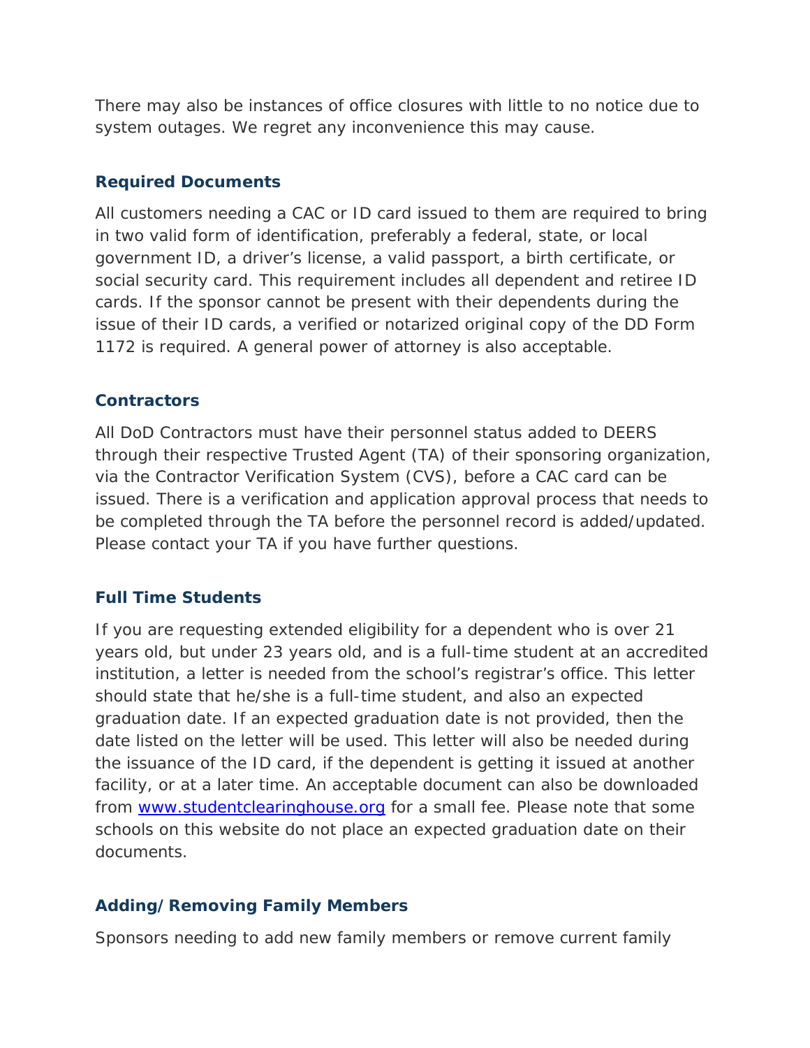There may also be instances of office closures with little to no notice due to system outages. We regret any inconvenience this may cause.

### Required Documents

All customers needing a CAC or ID card issued to them are required to bring in two valid form of identification, preferably a federal, state, or local government ID, a driver's license, a valid passport, a birth certificate, or social security card. This requirement includes all dependent and retiree ID cards. If the sponsor cannot be present with their dependents during the issue of their ID cards, a verified or notarized original copy of the DD Form 1172 is required. A general power of attorney is also acceptable.

### Contractors

All DoD Contractors must have their personnel status added to DEERS through their respective Trusted Agent (TA) of their sponsoring organization, via the Contractor Verification System (CVS), before a CAC card can be issued. There is a verification and application approval process that needs to be completed through the TA before the personnel record is added/updated. Please contact your TA if you have further questions.

### Full Time Students

If you are requesting extended eligibility for a dependent who is over 21 years old, but under 23 years old, and is a full-time student at an accredited institution, a letter is needed from the school's registrar's office. This letter should state that he/she is a full-time student, and also an expected graduation date. If an expected graduation date is not provided, then the date listed on the letter will be used. This letter will also be needed during the issuance of the ID card, if the dependent is getting it issued at another facility, or at a later time. An acceptable document can also be downloaded from [www.studentclearinghouse.org](http://www.studentclearinghouse.org) for a small fee. Please note that some schools on this website do not place an expected graduation date on their documents.

### Adding/Removing Family Members

Sponsors needing to add new family members or remove current family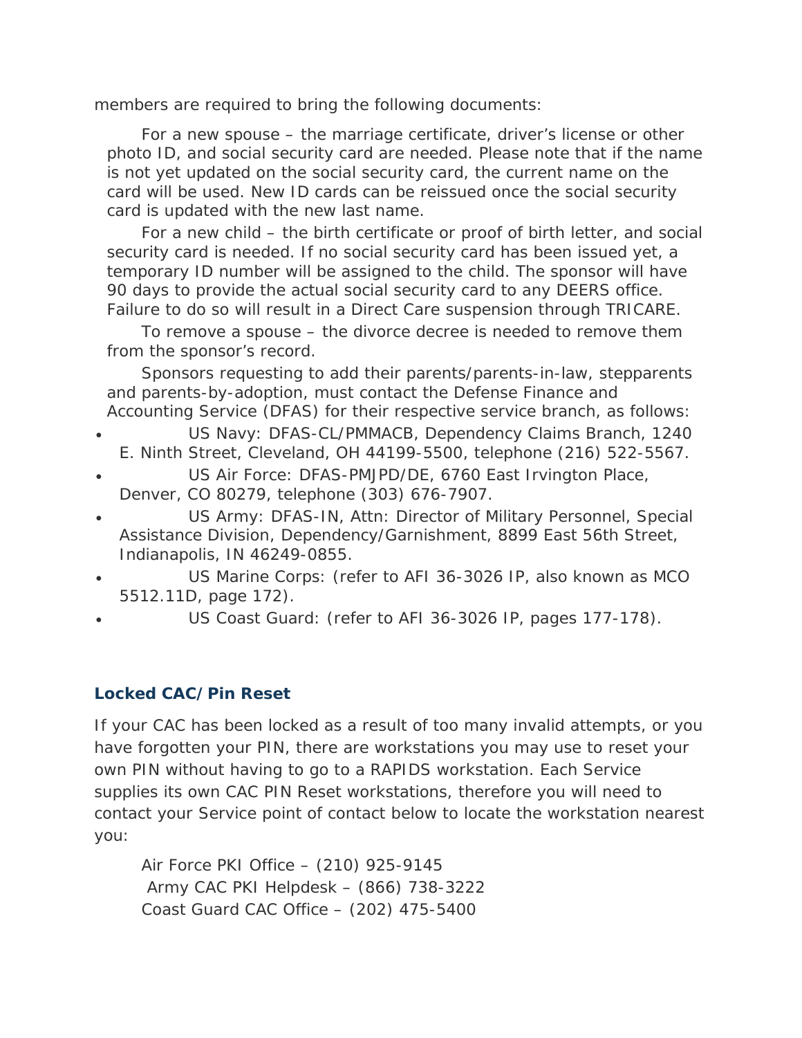members are required to bring the following documents:

For a new spouse – the marriage certificate, driver's license or other photo ID, and social security card are needed. Please note that if the name is not yet updated on the social security card, the current name on the card will be used. New ID cards can be reissued once the social security card is updated with the new last name.

For a new child – the birth certificate or proof of birth letter, and social security card is needed. If no social security card has been issued yet, a temporary ID number will be assigned to the child. The sponsor will have 90 days to provide the actual social security card to any DEERS office. Failure to do so will result in a Direct Care suspension through TRICARE.

To remove a spouse – the divorce decree is needed to remove them from the sponsor's record.

Sponsors requesting to add their parents/parents-in-law, stepparents and parents-by-adoption, must contact the Defense Finance and Accounting Service (DFAS) for their respective service branch, as follows:

- US Navy: DFAS-CL/PMMACB, Dependency Claims Branch, 1240 E. Ninth Street, Cleveland, OH 44199-5500, telephone (216) 522-5567.
- US Air Force: DFAS-PMJPD/DE, 6760 East Irvington Place, Denver, CO 80279, telephone (303) 676-7907.
- US Army: DFAS-IN, Attn: Director of Military Personnel, Special Assistance Division, Dependency/Garnishment, 8899 East 56th Street, Indianapolis, IN 46249-0855.
- US Marine Corps: (refer to AFI 36-3026 IP, also known as MCO 5512.11D, page 172).
- US Coast Guard: (refer to AFI 36-3026 IP, pages 177-178).

### Locked CAC/Pin Reset

If your CAC has been locked as a result of too many invalid attempts, or you have forgotten your PIN, there are workstations you may use to reset your own PIN without having to go to a RAPIDS workstation. Each Service supplies its own CAC PIN Reset workstations, therefore you will need to contact your Service point of contact below to locate the workstation nearest you:

Air Force PKI Office – (210) 925-9145
Army CAC PKI Helpdesk – (866) 738-3222
Coast Guard CAC Office – (202) 475-5400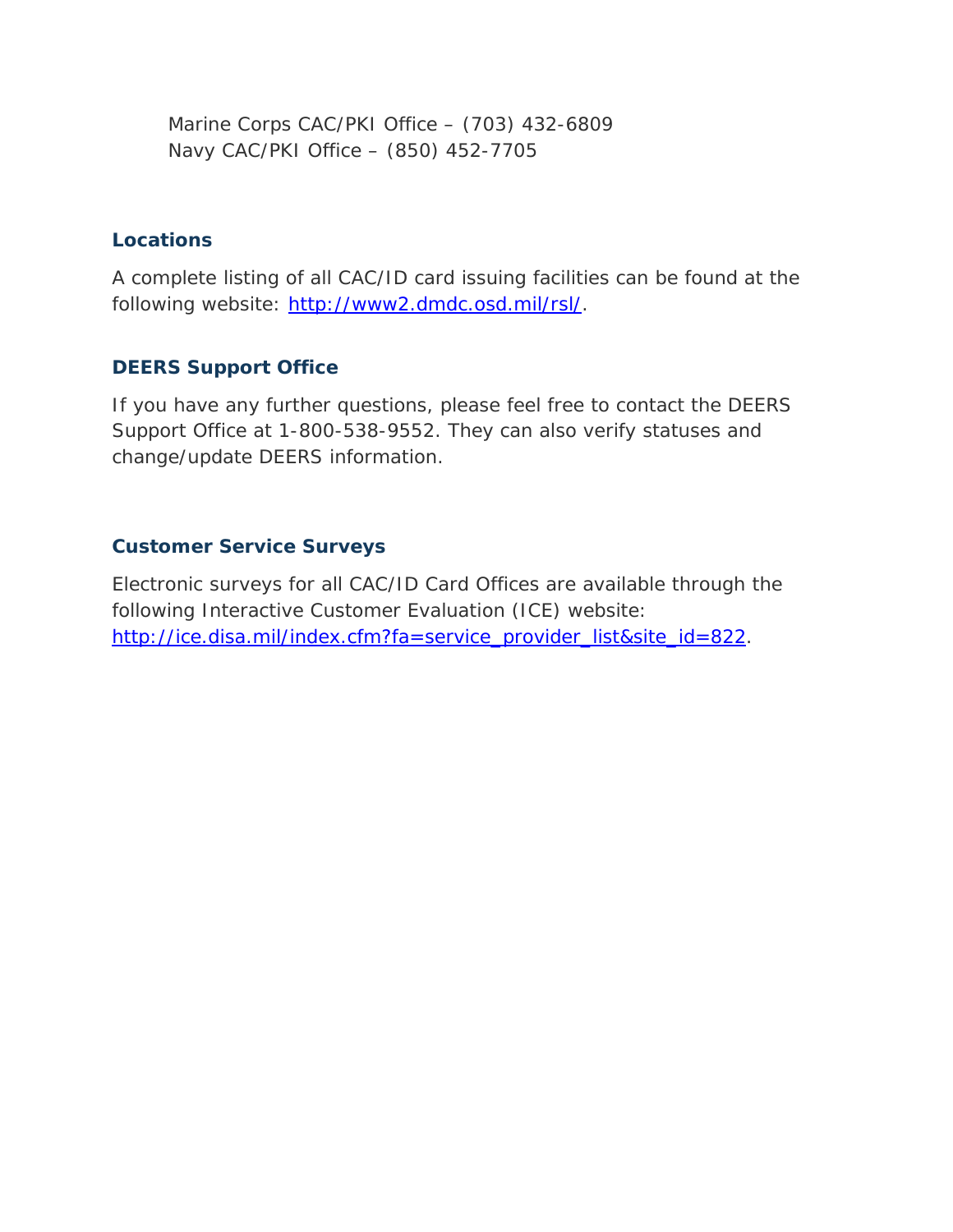Marine Corps CAC/PKI Office – (703) 432-6809
Navy CAC/PKI Office – (850) 452-7705

### Locations

A complete listing of all CAC/ID card issuing facilities can be found at the following website: [http://www2.dmdc.osd.mil/rsl/](http://www2.dmdc.osd.mil/rsl/).

### DEERS Support Office

If you have any further questions, please feel free to contact the DEERS Support Office at 1-800-538-9552. They can also verify statuses and change/update DEERS information.

### Customer Service Surveys

Electronic surveys for all CAC/ID Card Offices are available through the following Interactive Customer Evaluation (ICE) website: [http://ice.disa.mil/index.cfm?fa=service_provider_list&site_id=822](http://ice.disa.mil/index.cfm?fa=service_provider_list&site_id=822).